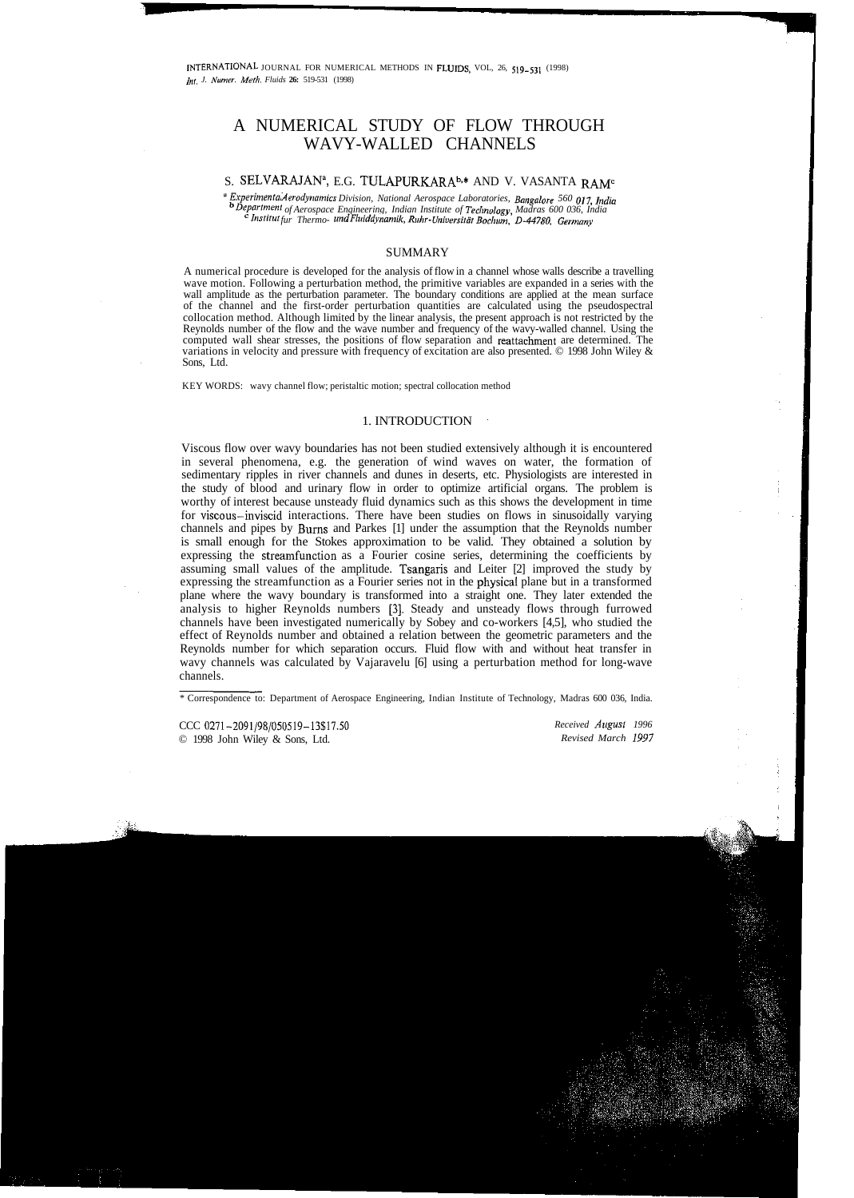# A NUMERICAL STUDY OF FLOW THROUGH WAVY-WALLED CHANNELS

S. SELVARAJAN[a], E.G. TULAPURKARA[b,*] AND V. VASANTA RAM[c]

[a] *Experimental Aerodynamics Division, National Aerospace Laboratories, Bangalore 560 017, India*
[b] *Department of Aerospace Engineering, Indian Institute of Technology, Madras 600 036, India*
[c] *Institut fur Thermo- und Fluiddynamik, Ruhr-Universität Bochum, D-44780, Germany*

## SUMMARY

A numerical procedure is developed for the analysis of flow in a channel whose walls describe a travelling wave motion. Following a perturbation method, the primitive variables are expanded in a series with the wall amplitude as the perturbation parameter. The boundary conditions are applied at the mean surface of the channel and the first-order perturbation quantities are calculated using the pseudospectral collocation method. Although limited by the linear analysis, the present approach is not restricted by the Reynolds number of the flow and the wave number and frequency of the wavy-walled channel. Using the computed wall shear stresses, the positions of flow separation and reattachment are determined. The variations in velocity and pressure with frequency of excitation are also presented. © 1998 John Wiley & Sons, Ltd.

KEY WORDS: wavy channel flow; peristaltic motion; spectral collocation method

## 1. INTRODUCTION

Viscous flow over wavy boundaries has not been studied extensively although it is encountered in several phenomena, e.g. the generation of wind waves on water, the formation of sedimentary ripples in river channels and dunes in deserts, etc. Physiologists are interested in the study of blood and urinary flow in order to optimize artificial organs. The problem is worthy of interest because unsteady fluid dynamics such as this shows the development in time for viscous–inviscid interactions. There have been studies on flows in sinusoidally varying channels and pipes by Burns and Parkes [1] under the assumption that the Reynolds number is small enough for the Stokes approximation to be valid. They obtained a solution by expressing the streamfunction as a Fourier cosine series, determining the coefficients by assuming small values of the amplitude. Tsangaris and Leiter [2] improved the study by expressing the streamfunction as a Fourier series not in the physical plane but in a transformed plane where the wavy boundary is transformed into a straight one. They later extended the analysis to higher Reynolds numbers [3]. Steady and unsteady flows through furrowed channels have been investigated numerically by Sobey and co-workers [4,5], who studied the effect of Reynolds number and obtained a relation between the geometric parameters and the Reynolds number for which separation occurs. Fluid flow with and without heat transfer in wavy channels was calculated by Vajaravelu [6] using a perturbation method for long-wave channels.

* Correspondence to: Department of Aerospace Engineering, Indian Institute of Technology, Madras 600 036, India.

CCC 0271–2091/98/050519–13$17.50
© 1998 John Wiley & Sons, Ltd.

*Received August 1996*
*Revised March 1997*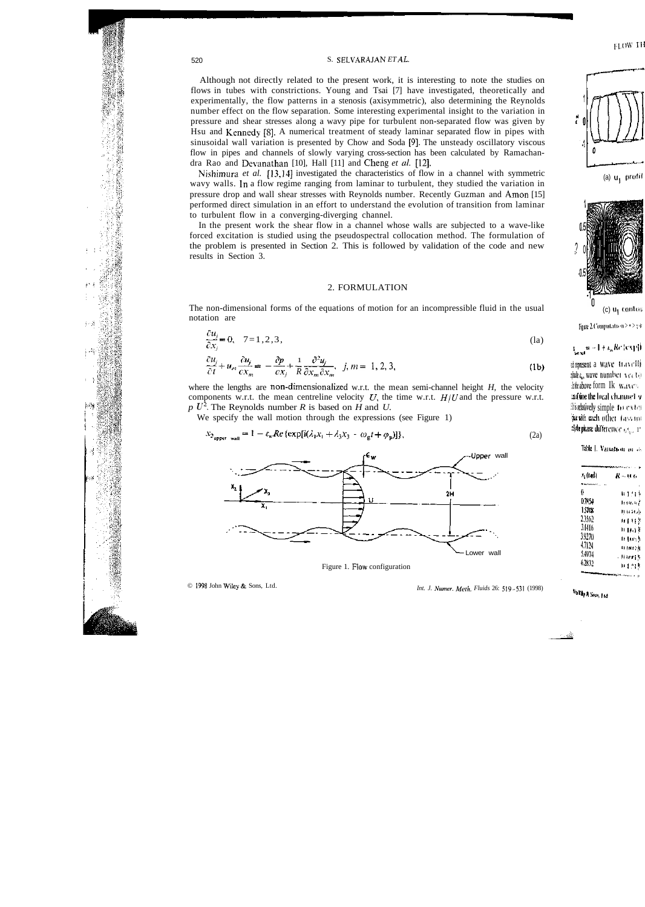Although not directly related to the present work, it is interesting to note the studies on flows in tubes with constrictions. Young and Tsai [7] have investigated, theoretically and experimentally, the flow patterns in a stenosis (axisymmetric), also determining the Reynolds number effect on the flow separation. Some interesting experimental insight to the variation in pressure and shear stresses along a wavy pipe for turbulent non-separated flow was given by Hsu and Kennedy [8]. A numerical treatment of steady laminar separated flow in pipes with sinusoidal wall variation is presented by Chow and Soda [9]. The unsteady oscillatory viscous flow in pipes and channels of slowly varying cross-section has been calculated by Ramachandra Rao and Devanathan [10], Hall [11] and Cheng *et al.* [12].

Nishimura *et al.* [13,14] investigated the characteristics of flow in a channel with symmetric wavy walls. In a flow regime ranging from laminar to turbulent, they studied the variation in pressure drop and wall shear stresses with Reynolds number. Recently Guzman and Amon [15] performed direct simulation in an effort to understand the evolution of transition from laminar to turbulent flow in a converging-diverging channel.

In the present work the shear flow in a channel whose walls are subjected to a wave-like forced excitation is studied using the pseudospectral collocation method. The formulation of the problem is presented in Section 2. This is followed by validation of the code and new results in Section 3.

## 2. FORMULATION

The non-dimensional forms of the equations of motion for an incompressible fluid in the usual notation are

$$\frac{\partial u_j}{\partial x_j} = 0, \quad j = 1, 2, 3, \tag{1a}$$

$$\frac{\partial u_j}{\partial t} + u_m \frac{\partial u_j}{\partial x_m} = -\frac{\partial p}{\partial x_j} + \frac{1}{R}\frac{\partial^2 u_j}{\partial x_m \partial x_m}, \quad j, m = 1, 2, 3, \tag{1b}$$

where the lengths are non-dimensionalized w.r.t. the mean semi-channel height $H$, the velocity components w.r.t. the mean centreline velocity $U$, the time w.r.t. $H/U$ and the pressure w.r.t. $\rho U^2$. The Reynolds number $R$ is based on $H$ and $U$.

We specify the wall motion through the expressions (see Figure 1)

$$x_{2_{\text{upper wall}}} = 1 - \varepsilon_w Re\{\exp[i(\lambda_1 x_1 + \lambda_3 x_3 - \omega_g t + \varphi_p)]\}, \tag{2a}$$

Figure 1. Flow configuration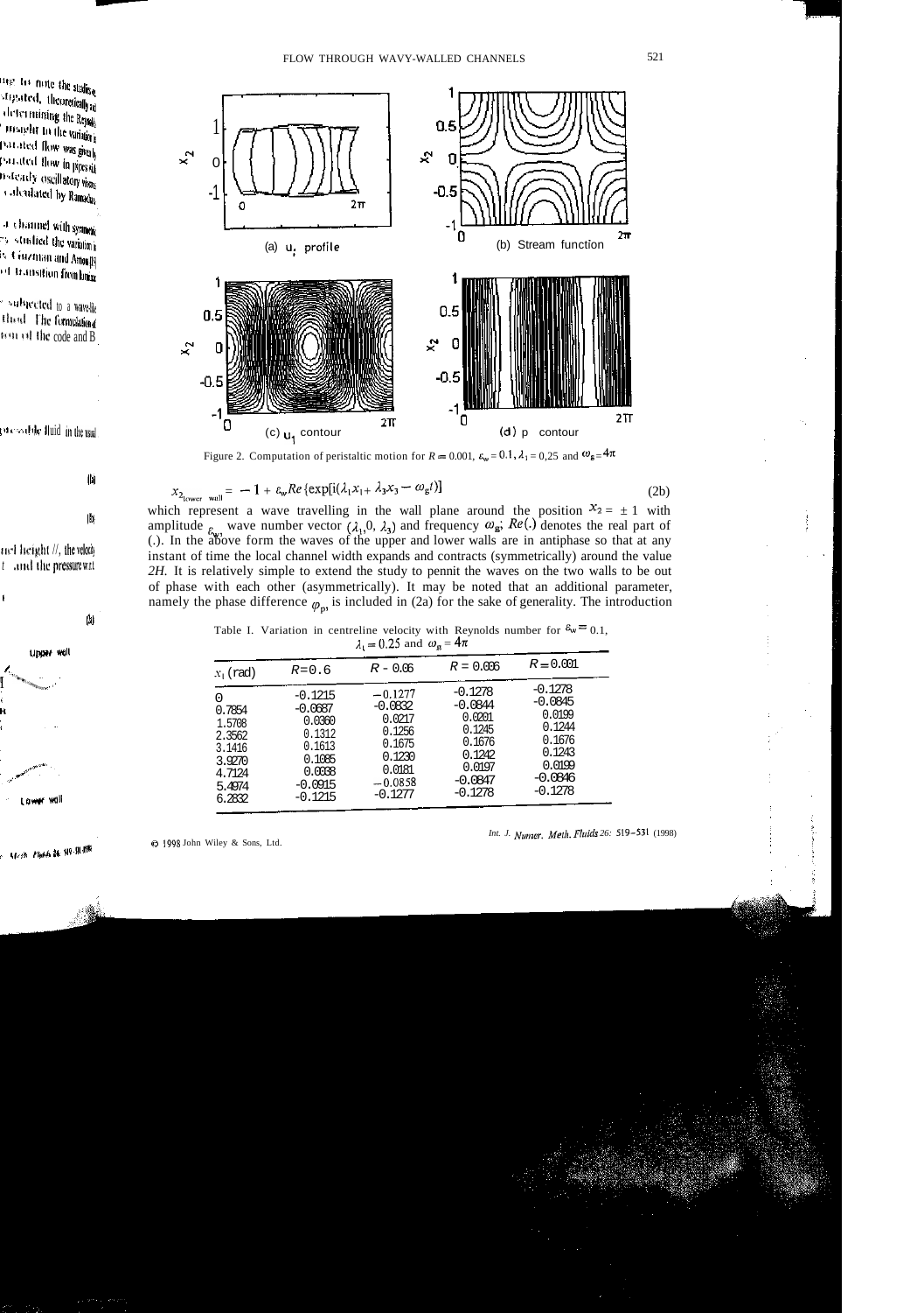Figure 2. Computation of peristaltic motion for $R = 0.001$, $\varepsilon_w = 0.1$, $\lambda_1 = 0.25$ and $\omega_g = 4\pi$

$$x_{2_{\text{lower wall}}} = -1 + \varepsilon_w Re\{\exp[i(\lambda_1 x_1 + \lambda_3 x_3 - \omega_g t)]\} \tag{2b}$$

which represent a wave travelling in the wall plane around the position $x_2 = \pm 1$ with amplitude $\varepsilon_w$, wave number vector $(\lambda_1, 0, \lambda_3)$ and frequency $\omega_g$; $Re(.)$ denotes the real part of (.). In the above form the waves of the upper and lower walls are in antiphase so that at any instant of time the local channel width expands and contracts (symmetrically) around the value *2H*. It is relatively simple to extend the study to pennit the waves on the two walls to be out of phase with each other (asymmetrically). It may be noted that an additional parameter, namely the phase difference $\varphi_p$, is included in (2a) for the sake of generality. The introduction

Table I. Variation in centreline velocity with Reynolds number for $\varepsilon_w = 0.1$, $\lambda_1 = 0.25$ and $\omega_g = 4\pi$

| $x_1$ (rad) | $R = 0.6$ | $R = 0.06$ | $R = 0.006$ | $R = 0.001$ |
|---|---|---|---|---|
| 0 | −0.1215 | −0.1277 | −0.1278 | −0.1278 |
| 0.7854 | −0.0687 | −0.0832 | −0.0844 | −0.0845 |
| 1.5708 | 0.0360 | 0.0217 | 0.0201 | 0.0199 |
| 2.3562 | 0.1312 | 0.1256 | 0.1245 | 0.1244 |
| 3.1416 | 0.1613 | 0.1675 | 0.1676 | 0.1676 |
| 3.9270 | 0.1085 | 0.1230 | 0.1242 | 0.1243 |
| 4.7124 | 0.0038 | 0.0181 | 0.0197 | 0.0199 |
| 5.4974 | −0.0915 | −0.0858 | −0.0847 | −0.0846 |
| 6.2832 | −0.1215 | −0.1277 | −0.1278 | −0.1278 |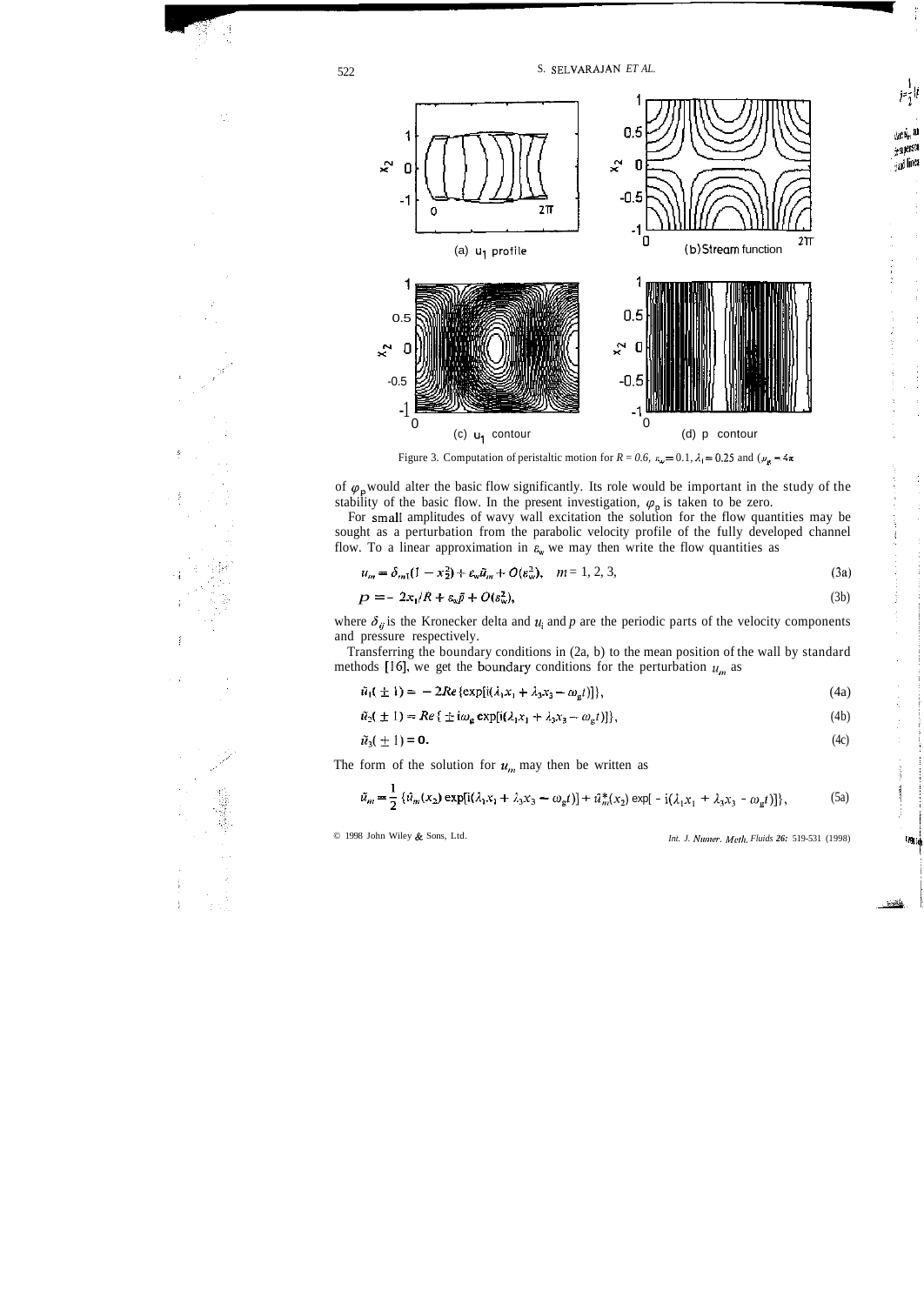Figure 3. Computation of peristaltic motion for $R = 0.6$, $\varepsilon_w = 0.1$, $\lambda_1 = 0.25$ and $\omega_g = 4\pi$

of $\varphi_p$ would alter the basic flow significantly. Its role would be important in the study of the stability of the basic flow. In the present investigation, $\varphi_p$ is taken to be zero.

For small amplitudes of wavy wall excitation the solution for the flow quantities may be sought as a perturbation from the parabolic velocity profile of the fully developed channel flow. To a linear approximation in $\varepsilon_w$ we may then write the flow quantities as

$$u_m = \delta_{m1}(1 - x_2^2) + \varepsilon_w \tilde{u}_m + O(\varepsilon_w^2), \quad m = 1, 2, 3, \tag{3a}$$

$$p = -2x_1/R + \varepsilon_w \tilde{p} + O(\varepsilon_w^2), \tag{3b}$$

where $\delta_{ij}$ is the Kronecker delta and $u_i$ and $p$ are the periodic parts of the velocity components and pressure respectively.

Transferring the boundary conditions in (2a, b) to the mean position of the wall by standard methods [16], we get the boundary conditions for the perturbation $u_m$ as

$$\tilde{u}_1(\pm 1) = -2Re\{\exp[i(\lambda_1 x_1 + \lambda_3 x_3 - \omega_g t)]\}, \tag{4a}$$

$$\tilde{u}_2(\pm 1) = Re\{\pm i\omega_g \exp[i(\lambda_1 x_1 + \lambda_3 x_3 - \omega_g t)]\}, \tag{4b}$$

$$\tilde{u}_3(\pm 1) = 0. \tag{4c}$$

The form of the solution for $u_m$ may then be written as

$$\tilde{u}_m = \frac{1}{2}\{\hat{u}_m(x_2)\exp[i(\lambda_1 x_1 + \lambda_3 x_3 - \omega_g t)] + \hat{u}_m^*(x_2)\exp[-i(\lambda_1 x_1 + \lambda_3 x_3 - \omega_g t)]\}, \tag{5a}$$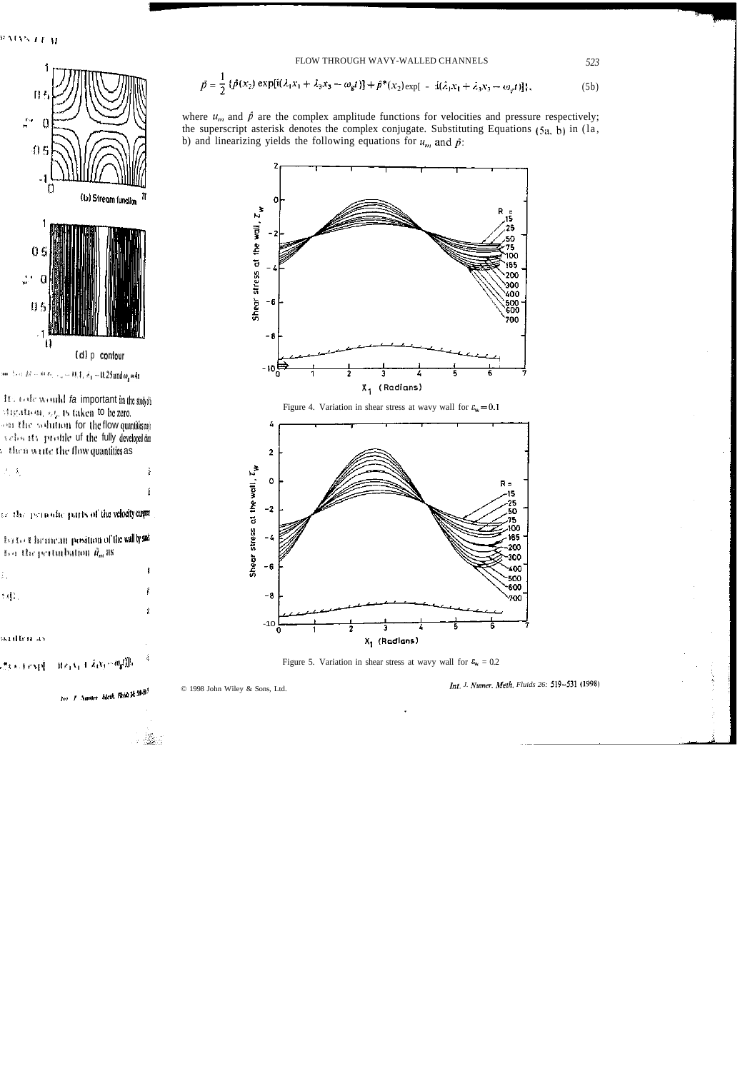$$\tilde{p} = \frac{1}{2}\{\hat{p}(x_2)\exp[\mathrm{i}(\lambda_1 x_1 + \lambda_3 x_3 - \omega_g t)] + \hat{p}^*(x_2)\exp[-\mathrm{i}(\lambda_1 x_1 + \lambda_3 x_3 - \omega_g t)]\}, \tag{5b}$$

where $u_m$ and $\hat{p}$ are the complex amplitude functions for velocities and pressure respectively; the superscript asterisk denotes the complex conjugate. Substituting Equations (5a, b) in (1a, b) and linearizing yields the following equations for $u_m$ and $\hat{p}$:

Figure 4. Variation in shear stress at wavy wall for $\varepsilon_w = 0.1$

Figure 5. Variation in shear stress at wavy wall for $\varepsilon_w = 0.2$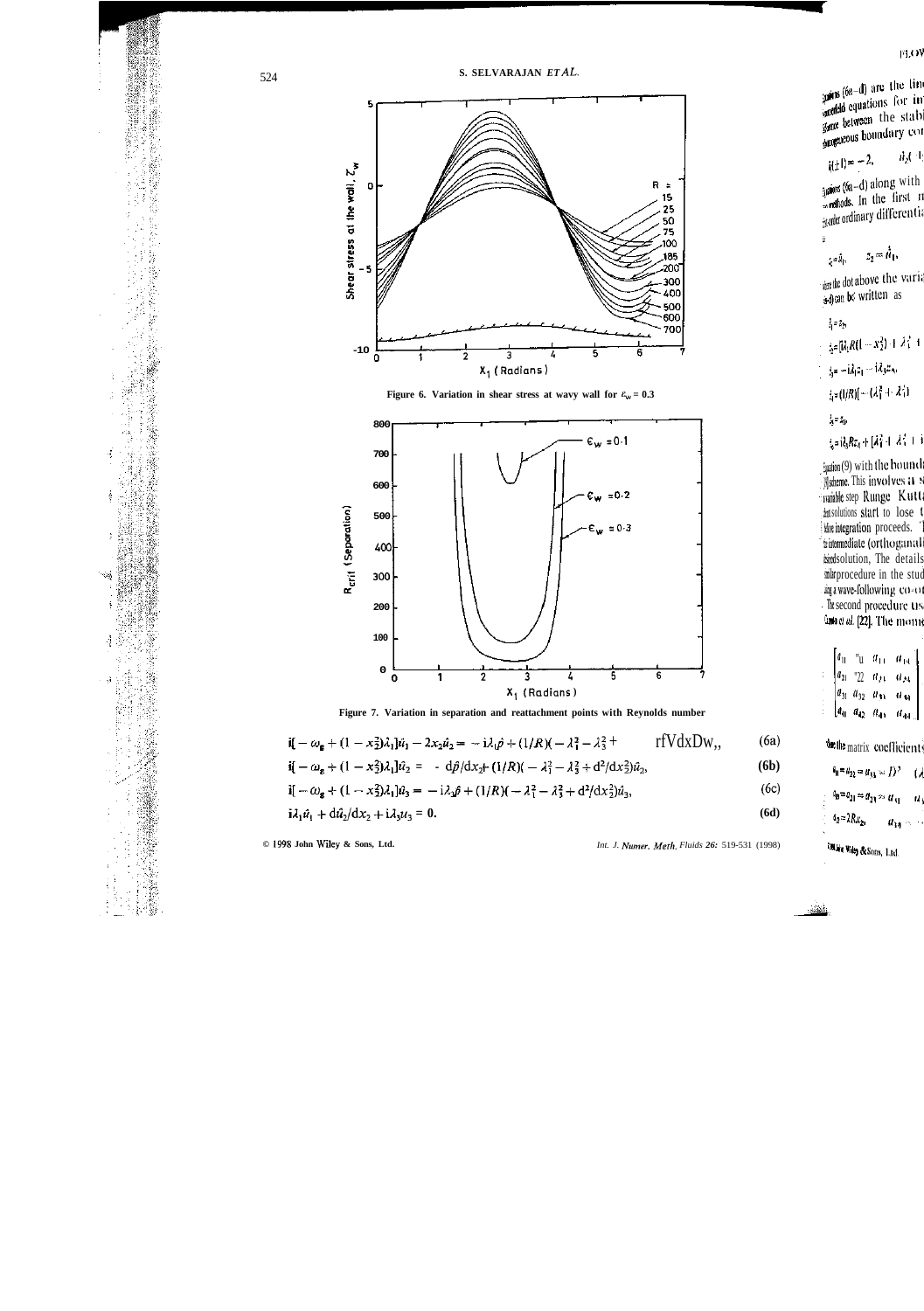Figure 6. Variation in shear stress at wavy wall for $\varepsilon_w = 0.3$

Figure 7. Variation in separation and reattachment points with Reynolds number

$$\mathrm{i}[-\omega_g + (1 - x_2^2)\lambda_1]\hat{u}_1 - 2x_2\hat{u}_2 = -\mathrm{i}\lambda_1\hat{p} + (1/R)(-\lambda_1^2 - \lambda_3^2 + \mathrm{d}^2/\mathrm{d}x_2^2)\hat{u}_1, \tag{6a}$$

$$\mathrm{i}[-\omega_g + (1 - x_2^2)\lambda_1]\hat{u}_2 = -\mathrm{d}\hat{p}/\mathrm{d}x_2 + (1/R)(-\lambda_1^2 - \lambda_3^2 + \mathrm{d}^2/\mathrm{d}x_2^2)\hat{u}_2, \tag{6b}$$

$$\mathrm{i}[-\omega_g + (1 - x_2^2)\lambda_1]\hat{u}_3 = -\mathrm{i}\lambda_3\hat{p} + (1/R)(-\lambda_1^2 - \lambda_3^2 + \mathrm{d}^2/\mathrm{d}x_2^2)\hat{u}_3, \tag{6c}$$

$$\mathrm{i}\lambda_1\hat{u}_1 + \mathrm{d}\hat{u}_2/\mathrm{d}x_2 + \mathrm{i}\lambda_3\hat{u}_3 = 0. \tag{6d}$$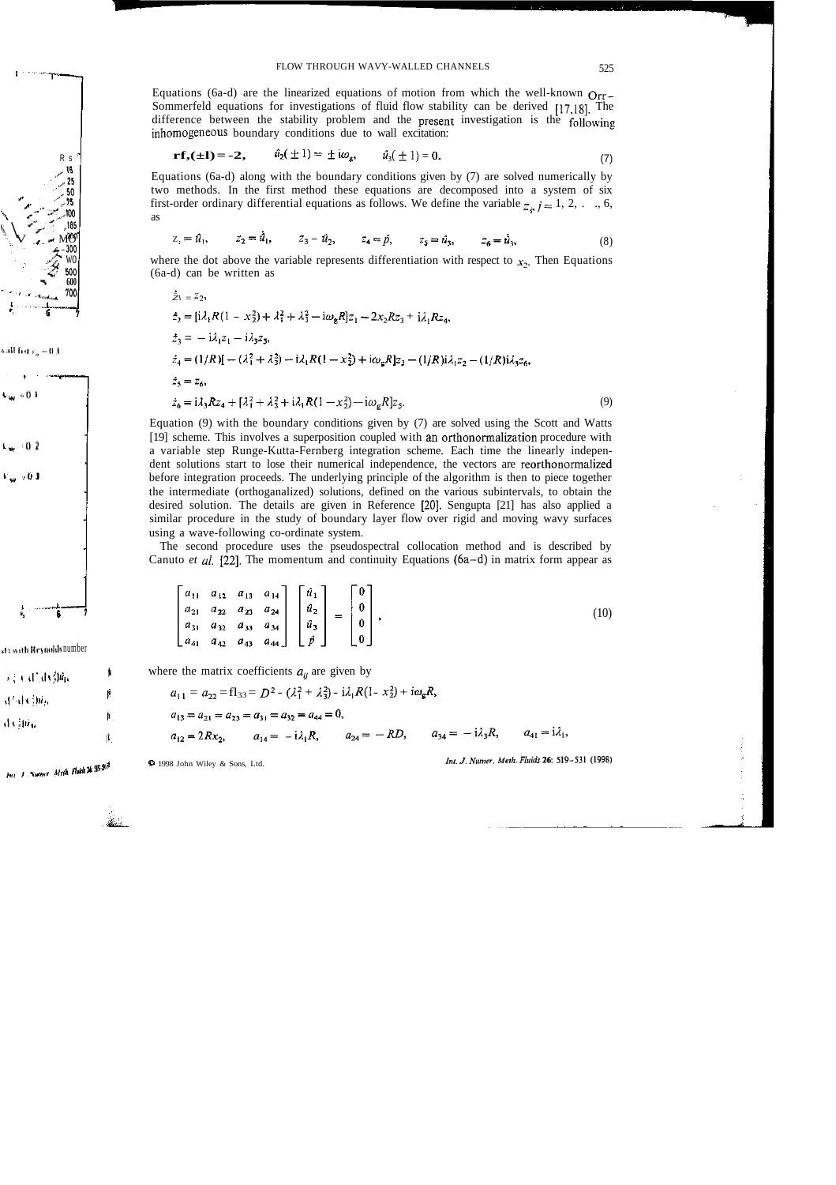Equations (6a-d) are the linearized equations of motion from which the well-known Orr–Sommerfeld equations for investigations of fluid flow stability can be derived [17,18]. The difference between the stability problem and the present investigation is the following inhomogeneous boundary conditions due to wall excitation:

$$\hat{u}_1(\pm 1) = -2, \qquad \hat{u}_2(\pm 1) = \pm \mathrm{i}\omega_g, \qquad \hat{u}_3(\pm 1) = 0. \tag{7}$$

Equations (6a-d) along with the boundary conditions given by (7) are solved numerically by two methods. In the first method these equations are decomposed into a system of six first-order ordinary differential equations as follows. We define the variable $z_j$, $j = 1, 2, \ldots, 6$, as

$$z_1 = \hat{u}_1, \qquad z_2 = \dot{\hat{u}}_1, \qquad z_3 = \hat{u}_2, \qquad z_4 = \hat{p}, \qquad z_5 = \hat{u}_3, \qquad z_6 = \dot{\hat{u}}_3, \tag{8}$$

where the dot above the variable represents differentiation with respect to $x_2$. Then Equations (6a-d) can be written as

$$
\begin{aligned}
\dot{z}_1 &= z_2,\\
\dot{z}_2 &= [\mathrm{i}\lambda_1 R(1 - x_2^2) + \lambda_1^2 + \lambda_3^2 - \mathrm{i}\omega_g R]z_1 - 2x_2 R z_3 + \mathrm{i}\lambda_1 R z_4,\\
\dot{z}_3 &= -\mathrm{i}\lambda_1 z_1 - \mathrm{i}\lambda_3 z_5,\\
\dot{z}_4 &= (1/R)[-(\lambda_1^2 + \lambda_3^2) - \mathrm{i}\lambda_1 R(1 - x_2^2) + \mathrm{i}\omega_g R]z_3 - (1/R)\mathrm{i}\lambda_1 z_2 - (1/R)\mathrm{i}\lambda_3 z_6,\\
\dot{z}_5 &= z_6,\\
\dot{z}_6 &= \mathrm{i}\lambda_3 R z_4 + [\lambda_1^2 + \lambda_3^2 + \mathrm{i}\lambda_1 R(1 - x_2^2) - \mathrm{i}\omega_g R]z_5.
\end{aligned} \tag{9}
$$

Equation (9) with the boundary conditions given by (7) are solved using the Scott and Watts [19] scheme. This involves a superposition coupled with an orthonormalization procedure with a variable step Runge-Kutta-Fernberg integration scheme. Each time the linearly independent solutions start to lose their numerical independence, the vectors are reorthonormalized before integration proceeds. The underlying principle of the algorithm is then to piece together the intermediate (orthoganalized) solutions, defined on the various subintervals, to obtain the desired solution. The details are given in Reference [20]. Sengupta [21] has also applied a similar procedure in the study of boundary layer flow over rigid and moving wavy surfaces using a wave-following co-ordinate system.

The second procedure uses the pseudospectral collocation method and is described by Canuto *et al.* [22]. The momentum and continuity Equations (6a–d) in matrix form appear as

$$
\begin{bmatrix}
a_{11} & a_{12} & a_{13} & a_{14}\\
a_{21} & a_{22} & a_{23} & a_{24}\\
a_{31} & a_{32} & a_{33} & a_{34}\\
a_{41} & a_{42} & a_{43} & a_{44}
\end{bmatrix}
\begin{bmatrix}
\hat{u}_1\\ \hat{u}_2\\ \hat{u}_3\\ \hat{p}
\end{bmatrix}
=
\begin{bmatrix}
0\\ 0\\ 0\\ 0
\end{bmatrix}, \tag{10}
$$

where the matrix coefficients $a_{ij}$ are given by

$$a_{11} = a_{22} = a_{33} = D^2 - (\lambda_1^2 + \lambda_3^2) - \mathrm{i}\lambda_1 R(1 - x_2^2) + \mathrm{i}\omega_g R,$$

$$a_{13} = a_{21} = a_{23} = a_{31} = a_{32} = a_{44} = 0,$$

$$a_{12} = 2Rx_2, \qquad a_{14} = -\mathrm{i}\lambda_1 R, \qquad a_{24} = -RD, \qquad a_{34} = -\mathrm{i}\lambda_3 R, \qquad a_{41} = \mathrm{i}\lambda_1,$$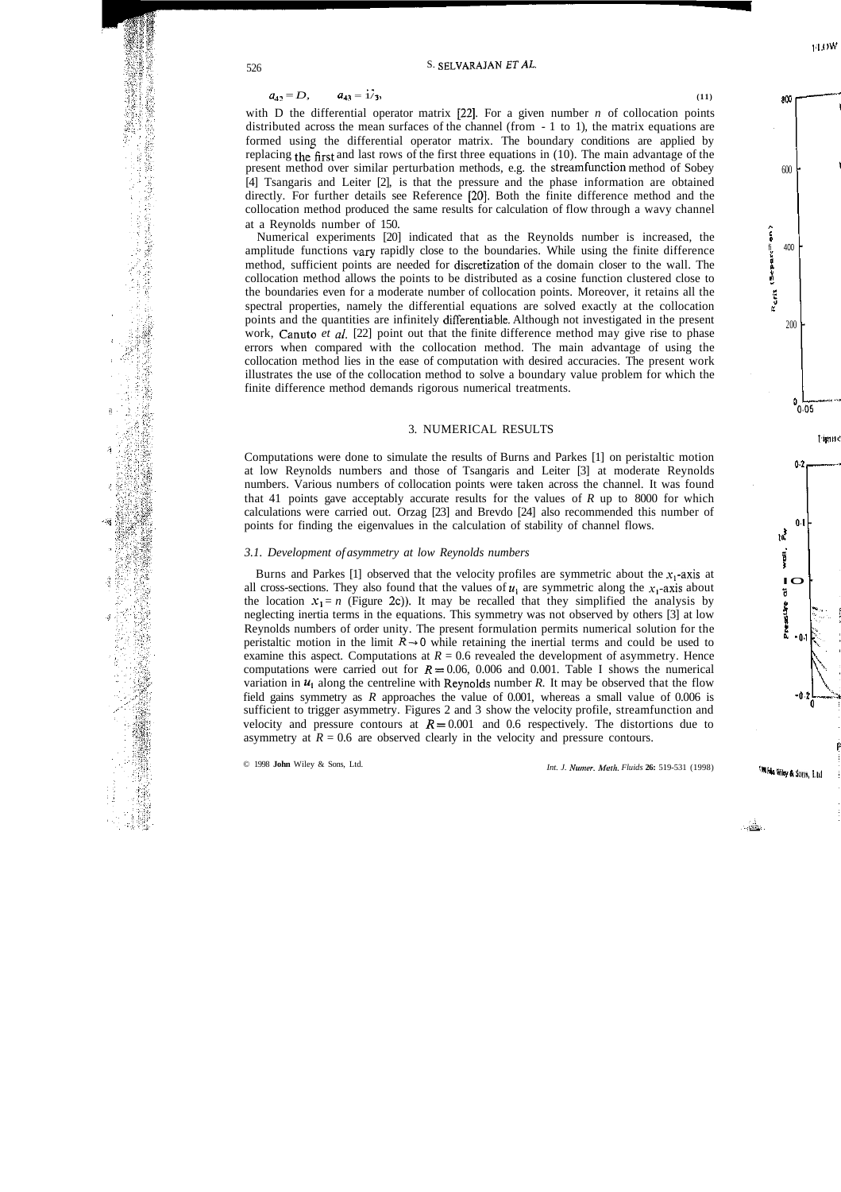$$a_{42} = D, \qquad a_{43} = i\gamma_3, \tag{11}$$

with D the differential operator matrix [22]. For a given number $n$ of collocation points distributed across the mean surfaces of the channel (from - 1 to 1), the matrix equations are formed using the differential operator matrix. The boundary conditions are applied by replacing the first and last rows of the first three equations in (10). The main advantage of the present method over similar perturbation methods, e.g. the streamfunction method of Sobey [4] Tsangaris and Leiter [2], is that the pressure and the phase information are obtained directly. For further details see Reference [20]. Both the finite difference method and the collocation method produced the same results for calculation of flow through a wavy channel at a Reynolds number of 150.

Numerical experiments [20] indicated that as the Reynolds number is increased, the amplitude functions vary rapidly close to the boundaries. While using the finite difference method, sufficient points are needed for discretization of the domain closer to the wall. The collocation method allows the points to be distributed as a cosine function clustered close to the boundaries even for a moderate number of collocation points. Moreover, it retains all the spectral properties, namely the differential equations are solved exactly at the collocation points and the quantities are infinitely differentiable. Although not investigated in the present work, Canuto *et al.* [22] point out that the finite difference method may give rise to phase errors when compared with the collocation method. The main advantage of using the collocation method lies in the ease of computation with desired accuracies. The present work illustrates the use of the collocation method to solve a boundary value problem for which the finite difference method demands rigorous numerical treatments.

## 3. NUMERICAL RESULTS

Computations were done to simulate the results of Burns and Parkes [1] on peristaltic motion at low Reynolds numbers and those of Tsangaris and Leiter [3] at moderate Reynolds numbers. Various numbers of collocation points were taken across the channel. It was found that 41 points gave acceptably accurate results for the values of $R$ up to 8000 for which calculations were carried out. Orzag [23] and Brevdo [24] also recommended this number of points for finding the eigenvalues in the calculation of stability of channel flows.

### *3.1. Development of asymmetry at low Reynolds numbers*

Burns and Parkes [1] observed that the velocity profiles are symmetric about the $x_1$-axis at all cross-sections. They also found that the values of $u_1$ are symmetric along the $x_1$-axis about the location $x_1 = \pi$ (Figure 2c)). It may be recalled that they simplified the analysis by neglecting inertia terms in the equations. This symmetry was not observed by others [3] at low Reynolds numbers of order unity. The present formulation permits numerical solution for the peristaltic motion in the limit $R \to 0$ while retaining the inertial terms and could be used to examine this aspect. Computations at $R = 0.6$ revealed the development of asymmetry. Hence computations were carried out for $R = 0.06$, 0.006 and 0.001. Table I shows the numerical variation in $u_1$ along the centreline with Reynolds number $R$. It may be observed that the flow field gains symmetry as $R$ approaches the value of 0.001, whereas a small value of 0.006 is sufficient to trigger asymmetry. Figures 2 and 3 show the velocity profile, streamfunction and velocity and pressure contours at $R = 0.001$ and 0.6 respectively. The distortions due to asymmetry at $R = 0.6$ are observed clearly in the velocity and pressure contours.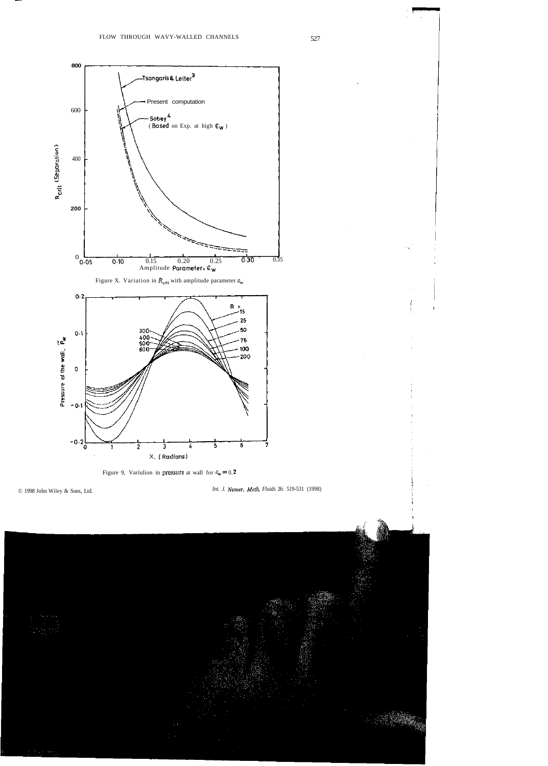Figure X. Variation in $R_{crit}$ with amplitude parameter $\varepsilon_w$

Figure 9. Variulion in pressure at wall for $\varepsilon_w = 0.2$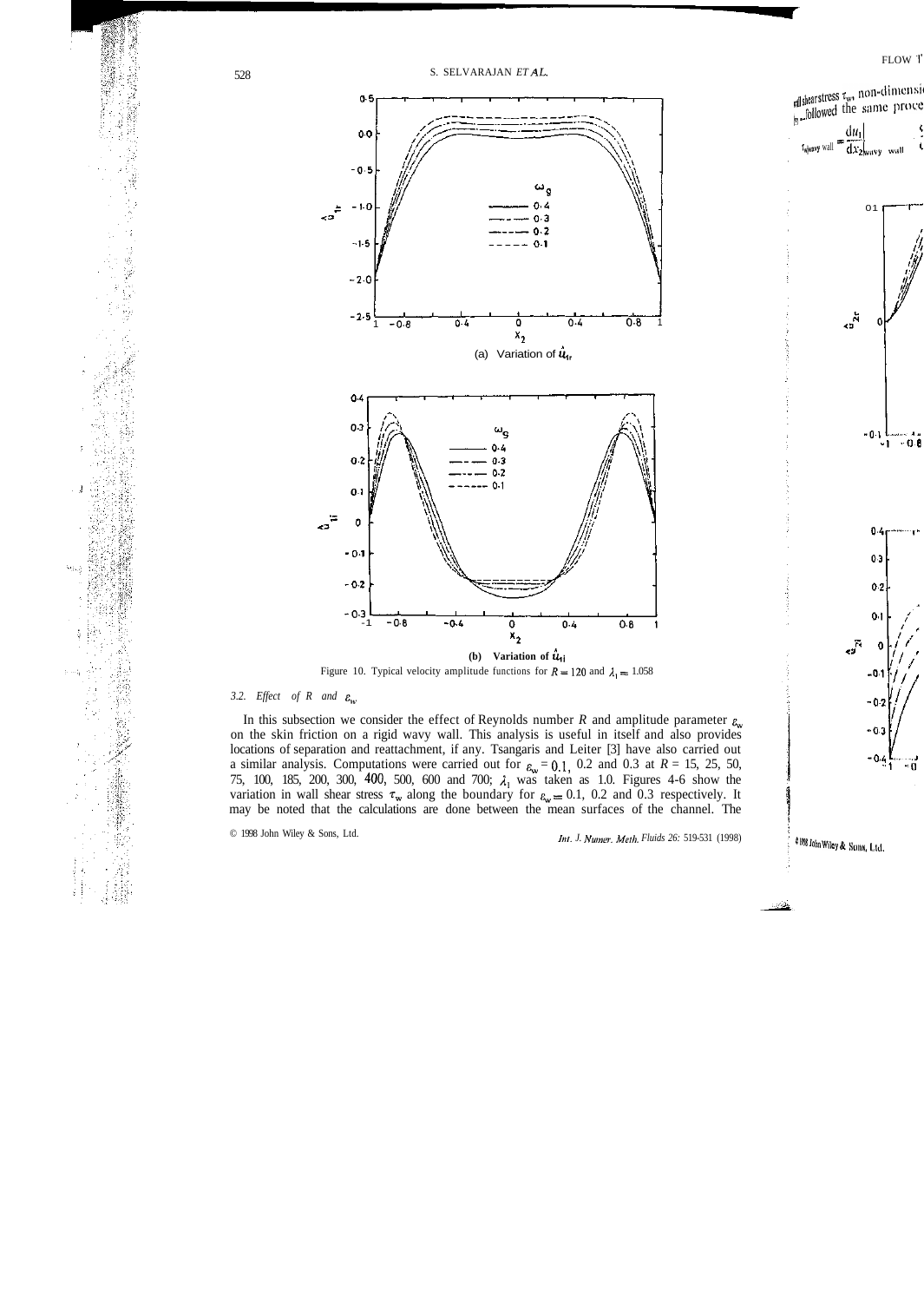Figure 10. Typical velocity amplitude functions for $R = 120$ and $\lambda_1 = 1.058$

(a) Variation of $\hat{u}_{1r}$

(b) Variation of $\hat{u}_{1i}$

### 3.2. Effect of $R$ and $\varepsilon_w$

In this subsection we consider the effect of Reynolds number $R$ and amplitude parameter $\varepsilon_w$ on the skin friction on a rigid wavy wall. This analysis is useful in itself and also provides locations of separation and reattachment, if any. Tsangaris and Leiter [3] have also carried out a similar analysis. Computations were carried out for $\varepsilon_w = 0.1$, 0.2 and 0.3 at $R = 15$, 25, 50, 75, 100, 185, 200, 300, 400, 500, 600 and 700; $\lambda_1$ was taken as 1.0. Figures 4-6 show the variation in wall shear stress $\tau_w$ along the boundary for $\varepsilon_w = 0.1$, 0.2 and 0.3 respectively. It may be noted that the calculations are done between the mean surfaces of the channel. The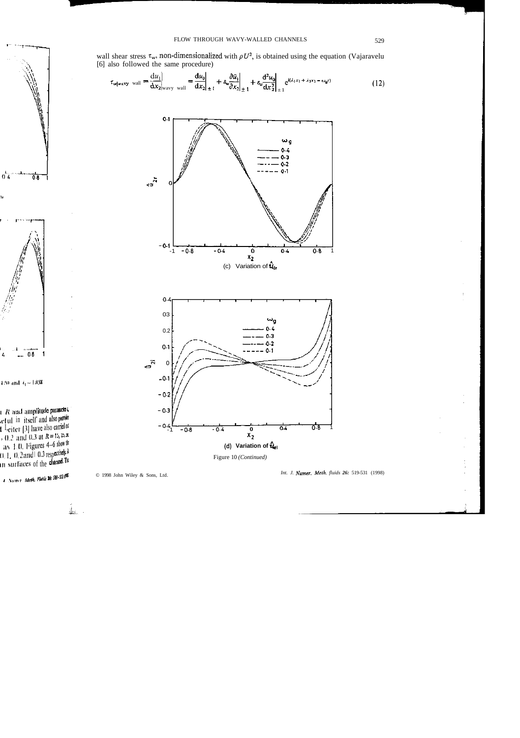wall shear stress $\tau_w$, non-dimensionalized with $\rho U^2$, is obtained using the equation (Vajaravelu [6] also followed the same procedure)

$$\tau_{w|\text{wavy wall}} = \left.\frac{\mathrm{d}u_1}{\mathrm{d}x_2}\right|_{\text{wavy wall}} = \left.\frac{\mathrm{d}u_0}{\mathrm{d}x_2}\right|_{\pm 1} + \varepsilon_w \left.\frac{\partial \bar{u}_1}{\partial x_2}\right|_{\pm 1} + \varepsilon_w \left.\frac{\mathrm{d}^2 u_0}{\mathrm{d}x_2^2}\right|_{\pm 1} \mathrm{e}^{\mathrm{i}(\lambda_1 x_1 + \lambda_3 x_3 - \omega_g t)} \tag{12}$$

(c) Variation of $\hat{u}_{2r}$

(d) Variation of $\hat{u}_{2i}$

Figure 10 *(Continued)*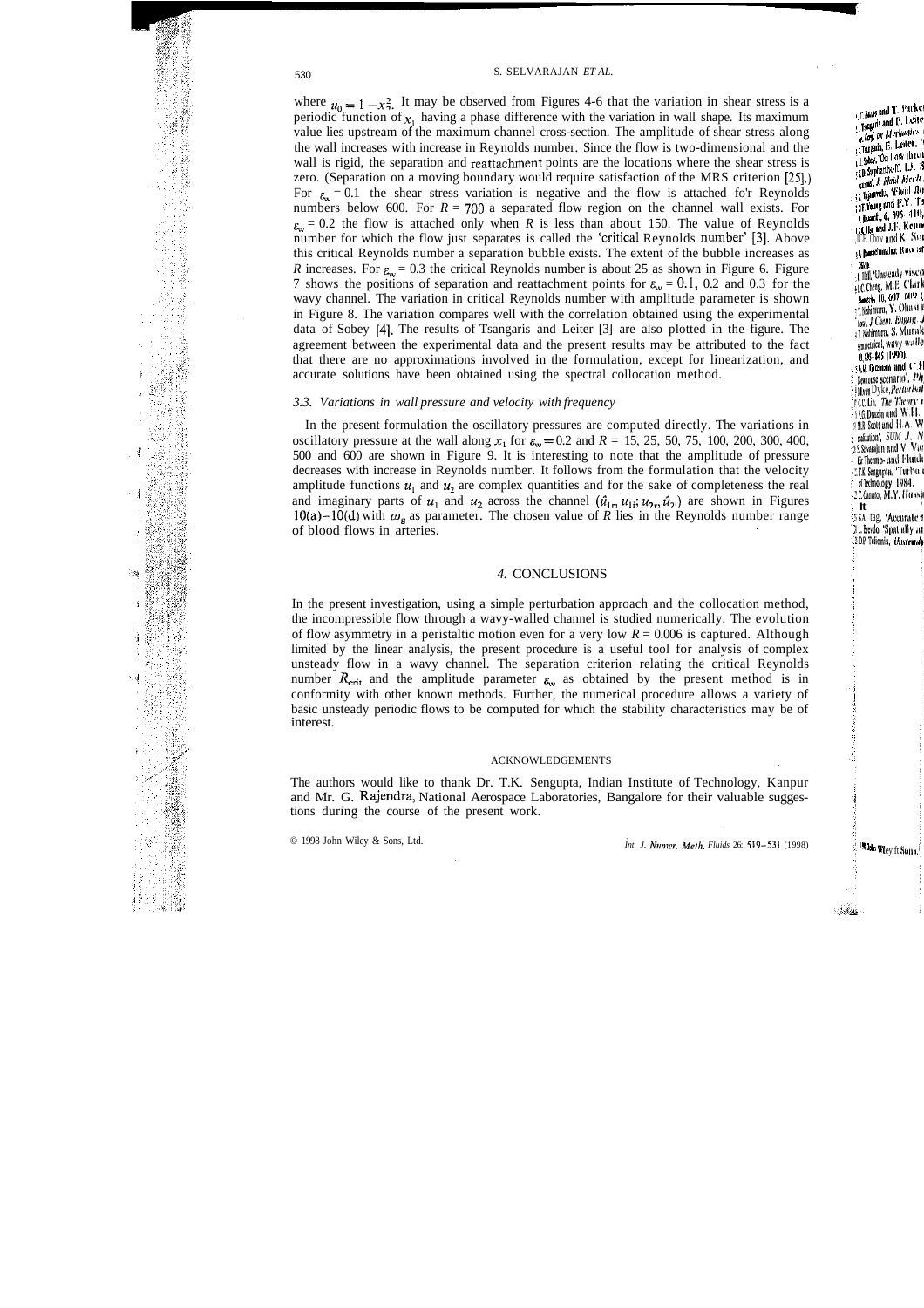where $u_0 = 1 - x_2^2$. It may be observed from Figures 4-6 that the variation in shear stress is a periodic function of $x_1$ having a phase difference with the variation in wall shape. Its maximum value lies upstream of the maximum channel cross-section. The amplitude of shear stress along the wall increases with increase in Reynolds number. Since the flow is two-dimensional and the wall is rigid, the separation and reattachment points are the locations where the shear stress is zero. (Separation on a moving boundary would require satisfaction of the MRS criterion [25].) For $\varepsilon_w = 0.1$ the shear stress variation is negative and the flow is attached fo'r Reynolds numbers below 600. For $R = 700$ a separated flow region on the channel wall exists. For $\varepsilon_w = 0.2$ the flow is attached only when $R$ is less than about 150. The value of Reynolds number for which the flow just separates is called the 'critical Reynolds number' [3]. Above this critical Reynolds number a separation bubble exists. The extent of the bubble increases as $R$ increases. For $\varepsilon_w = 0.3$ the critical Reynolds number is about 25 as shown in Figure 6. Figure 7 shows the positions of separation and reattachment points for $\varepsilon_w = 0.1$, 0.2 and 0.3 for the wavy channel. The variation in critical Reynolds number with amplitude parameter is shown in Figure 8. The variation compares well with the correlation obtained using the experimental data of Sobey [4]. The results of Tsangaris and Leiter [3] are also plotted in the figure. The agreement between the experimental data and the present results may be attributed to the fact that there are no approximations involved in the formulation, except for linearization, and accurate solutions have been obtained using the spectral collocation method.

### 3.3. *Variations in wall pressure and velocity with frequency*

In the present formulation the oscillatory pressures are computed directly. The variations in oscillatory pressure at the wall along $x_1$ for $\varepsilon_w = 0.2$ and $R = 15$, 25, 50, 75, 100, 200, 300, 400, 500 and 600 are shown in Figure 9. It is interesting to note that the amplitude of pressure decreases with increase in Reynolds number. It follows from the formulation that the velocity amplitude functions $u_1$ and $u_2$ are complex quantities and for the sake of completeness the real and imaginary parts of $u_1$ and $u_2$ across the channel ($\hat{u}_{1r}, u_{1i}; u_{2r}, \hat{u}_{2i}$) are shown in Figures 10(a)–10(d) with $\omega_g$ as parameter. The chosen value of $R$ lies in the Reynolds number range of blood flows in arteries.

## 4. CONCLUSIONS

In the present investigation, using a simple perturbation approach and the collocation method, the incompressible flow through a wavy-walled channel is studied numerically. The evolution of flow asymmetry in a peristaltic motion even for a very low $R = 0.006$ is captured. Although limited by the linear analysis, the present procedure is a useful tool for analysis of complex unsteady flow in a wavy channel. The separation criterion relating the critical Reynolds number $R_{crit}$ and the amplitude parameter $\varepsilon_w$ as obtained by the present method is in conformity with other known methods. Further, the numerical procedure allows a variety of basic unsteady periodic flows to be computed for which the stability characteristics may be of interest.

## ACKNOWLEDGEMENTS

The authors would like to thank Dr. T.K. Sengupta, Indian Institute of Technology, Kanpur and Mr. G. Rajendra, National Aerospace Laboratories, Bangalore for their valuable suggestions during the course of the present work.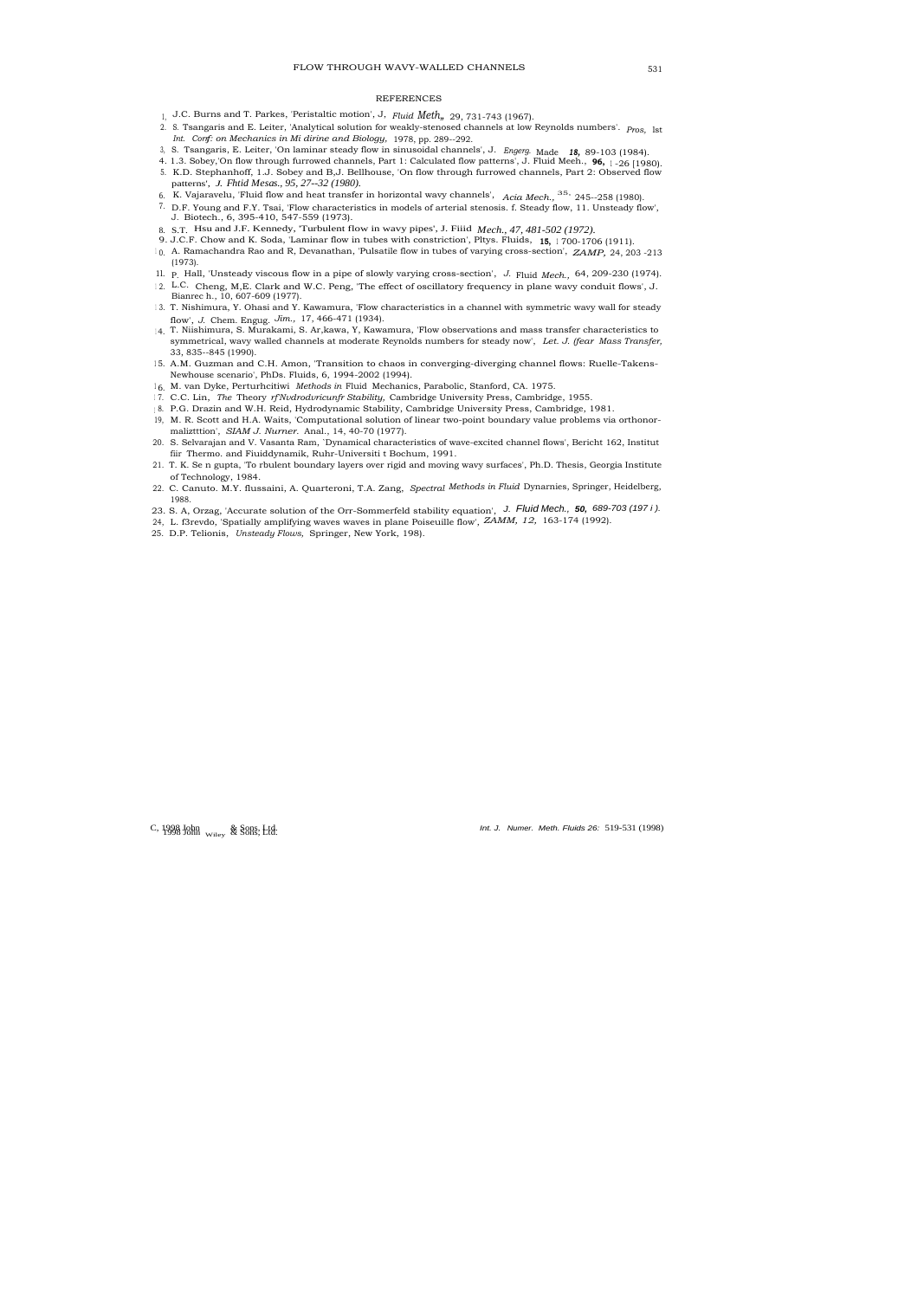## REFERENCES

1. J.C. Burns and T. Parkes, 'Peristaltic motion', J, *Fluid Meth*,, 29, 731-743 (1967).
2. S. Tsangaris and E. Leiter, 'Analytical solution for weakly-stenosed channels at low Reynolds numbers'. *Pros,* lst *Int. Conf: on Mechanics in Mi dirine and Biology*, 1978, pp. 289--292.
3. S. Tsangaris, E. Leiter, 'On laminar steady flow in sinusoidal channels', J. *Engerg.* Made **18**, 89-103 (1984).
4. 1.3. Sobey,'On flow through furrowed channels, Part 1: Calculated flow patterns', J. Fluid Meeh., **96,** 1 -26 [1980).
5. K.D. Stephanhoff, 1.J. Sobey and B,J. Bellhouse, 'On flow through furrowed channels, Part 2: Observed flow patterns', *J. Fhtid Mesas., 95, 27--32 (1980).*
6. K. Vajaravelu, 'Fluid flow and heat transfer in horizontal wavy channels', *Acia Mech.,* 35, 245--258 (1980).
7. D.F. Young and F.Y. Tsai, 'Flow characteristics in models of arterial stenosis. f. Steady flow, 11. Unsteady flow', J. Biotech., 6, 395-410, 547-559 (1973).
8. S.T. Hsu and J.F. Kennedy, 'Turbulent flow in wavy pipes', J. Fiiid *Mech., 47, 481-502 (1972).*
9. J.C.F. Chow and K. Soda, 'Laminar flow in tubes with constriction', Pltys. Fluids, **15,** 1 700-1706 (1911).
10. A. Ramachandra Rao and R, Devanathan, 'Pulsatile flow in tubes of varying cross-section', *ZAMP,* 24, 203 -213 (1973).
11. P. Hall, 'Unsteady viscous flow in a pipe of slowly varying cross-section', *J.* Fluid *Mech.,* 64, 209-230 (1974).
12. L.C. Cheng, M,E. Clark and W.C. Peng, 'The effect of oscillatory frequency in plane wavy conduit flows', J. Bianrec h., 10, 607-609 (1977).
13. T. Nishimura, Y. Ohasi and Y. Kawamura, 'Flow characteristics in a channel with symmetric wavy wall for steady flow', *J.* Chem. Engug. *Jim.,* 17, 466-471 (1934).
14. T. Niishimura, S. Murakami, S. Ar,kawa, Y, Kawamura, 'Flow observations and mass transfer characteristics to symmetrical, wavy walled channels at moderate Reynolds numbers for steady now', *Let. J. (fear Mass Transfer,* 33, 835--845 (1990).
15. A.M. Guzman and C.H. Amon, 'Transition to chaos in converging-diverging channel flows: Ruelle-Takens-Newhouse scenario', PhDs. Fluids, 6, 1994-2002 (1994).
16. M. van Dyke, Perturhcitiwi *Methods in* Fluid Mechanics, Parabolic, Stanford, CA. 1975.
17. C.C. Lin, *The* Theory *rf Nvdrodvricunfr Stability,* Cambridge University Press, Cambridge, 1955.
18. P.G. Drazin and W.H. Reid, Hydrodynamic Stability, Cambridge University Press, Cambridge, 1981.
19. M. R. Scott and H.A. Waits, 'Computational solution of linear two-point boundary value problems via orthonormaliztttion', *SIAM J. Nurner.* Anal., 14, 40-70 (1977).
20. S. Selvarajan and V. Vasanta Ram, `Dynamical characteristics of wave-excited channel flows', Bericht 162, Institut fiir Thermo. and Fiuiddynamik, Ruhr-Universiti t Bochum, 1991.
21. T. K. Se n gupta, 'To rbulent boundary layers over rigid and moving wavy surfaces', Ph.D. Thesis, Georgia Institute of Technology, 1984.
22. C. Canuto. M.Y. flussaini, A. Quarteroni, T.A. Zang, *Spectral Methods in Fluid* Dynarnies, Springer, Heidelberg, 1988.
23. S. A, Orzag, 'Accurate solution of the Orr-Sommerfeld stability equation', *J. Fluid Mech.,* **50,** *689-703 (197 i ).*
24. L. f3revdo, 'Spatially amplifying waves waves in plane Poiseuille flow', *ZAMM, 12,* 163-174 (1992).
25. D.P. Telionis, *Unsteady Flows,* Springer, New York, 198).